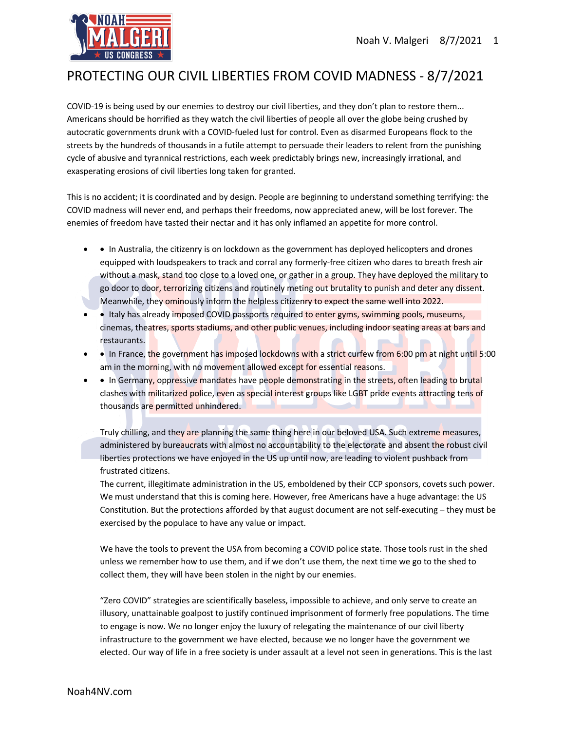# PROTECTING OUR CIVIL LIBERTIES FROM COVID MADNESS - 8/7/2021

COVID-19 is being used by our enemies to destroy our civil liberties, and they don't plan to restore them... Americans should be horrified as they watch the civil liberties of people all over the globe being crushed by autocratic governments drunk with a COVID-fueled lust for control. Even as disarmed Europeans flock to the streets by the hundreds of thousands in a futile attempt to persuade their leaders to relent from the punishing cycle of abusive and tyrannical restrictions, each week predictably brings new, increasingly irrational, and exasperating erosions of civil liberties long taken for granted.

This is no accident; it is coordinated and by design. People are beginning to understand something terrifying: the COVID madness will never end, and perhaps their freedoms, now appreciated anew, will be lost forever. The enemies of freedom have tasted their nectar and it has only inflamed an appetite for more control.

- • In Australia, the citizenry is on lockdown as the government has deployed helicopters and drones equipped with loudspeakers to track and corral any formerly-free citizen who dares to breath fresh air without a mask, stand too close to a loved one, or gather in a group. They have deployed the military to go door to door, terrorizing citizens and routinely meting out brutality to punish and deter any dissent. Meanwhile, they ominously inform the helpless citizenry to expect the same well into 2022.
- • Italy has already imposed COVID passports required to enter gyms, swimming pools, museums, cinemas, theatres, sports stadiums, and other public venues, including indoor seating areas at bars and restaurants.
- • In France, the government has imposed lockdowns with a strict curfew from 6:00 pm at night until 5:00 am in the morning, with no movement allowed except for essential reasons.
- • In Germany, oppressive mandates have people demonstrating in the streets, often leading to brutal clashes with militarized police, even as special interest groups like LGBT pride events attracting tens of thousands are permitted unhindered.

Truly chilling, and they are planning the same thing here in our beloved USA. Such extreme measures, administered by bureaucrats with almost no accountability to the electorate and absent the robust civil liberties protections we have enjoyed in the US up until now, are leading to violent pushback from frustrated citizens.
The current, illegitimate administration in the US, emboldened by their CCP sponsors, covets such power. We must understand that this is coming here. However, free Americans have a huge advantage: the US Constitution. But the protections afforded by that august document are not self-executing – they must be exercised by the populace to have any value or impact.

We have the tools to prevent the USA from becoming a COVID police state. Those tools rust in the shed unless we remember how to use them, and if we don't use them, the next time we go to the shed to collect them, they will have been stolen in the night by our enemies.

"Zero COVID" strategies are scientifically baseless, impossible to achieve, and only serve to create an illusory, unattainable goalpost to justify continued imprisonment of formerly free populations. The time to engage is now. We no longer enjoy the luxury of relegating the maintenance of our civil liberty infrastructure to the government we have elected, because we no longer have the government we elected. Our way of life in a free society is under assault at a level not seen in generations. This is the last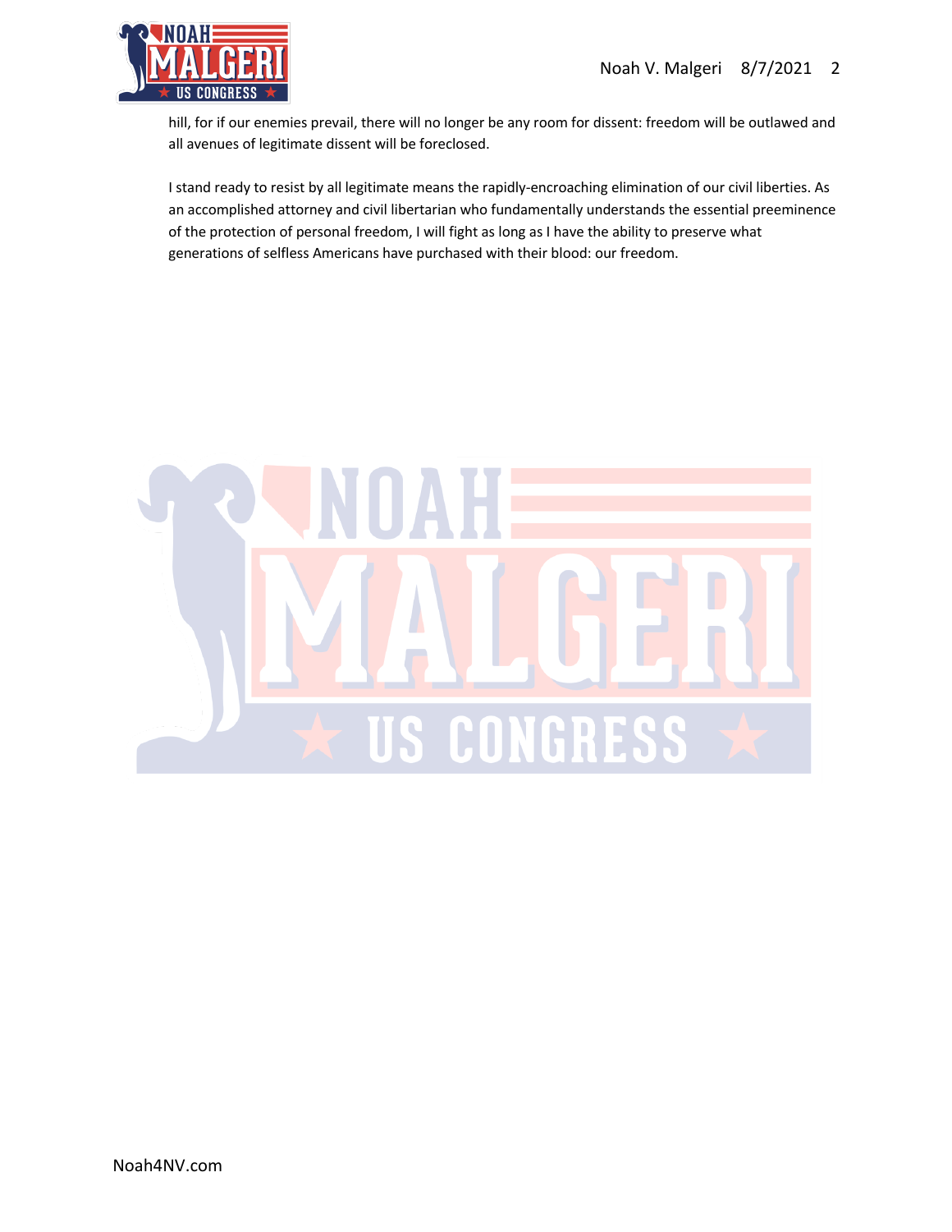hill, for if our enemies prevail, there will no longer be any room for dissent: freedom will be outlawed and all avenues of legitimate dissent will be foreclosed.

I stand ready to resist by all legitimate means the rapidly-encroaching elimination of our civil liberties. As an accomplished attorney and civil libertarian who fundamentally understands the essential preeminence of the protection of personal freedom, I will fight as long as I have the ability to preserve what generations of selfless Americans have purchased with their blood: our freedom.